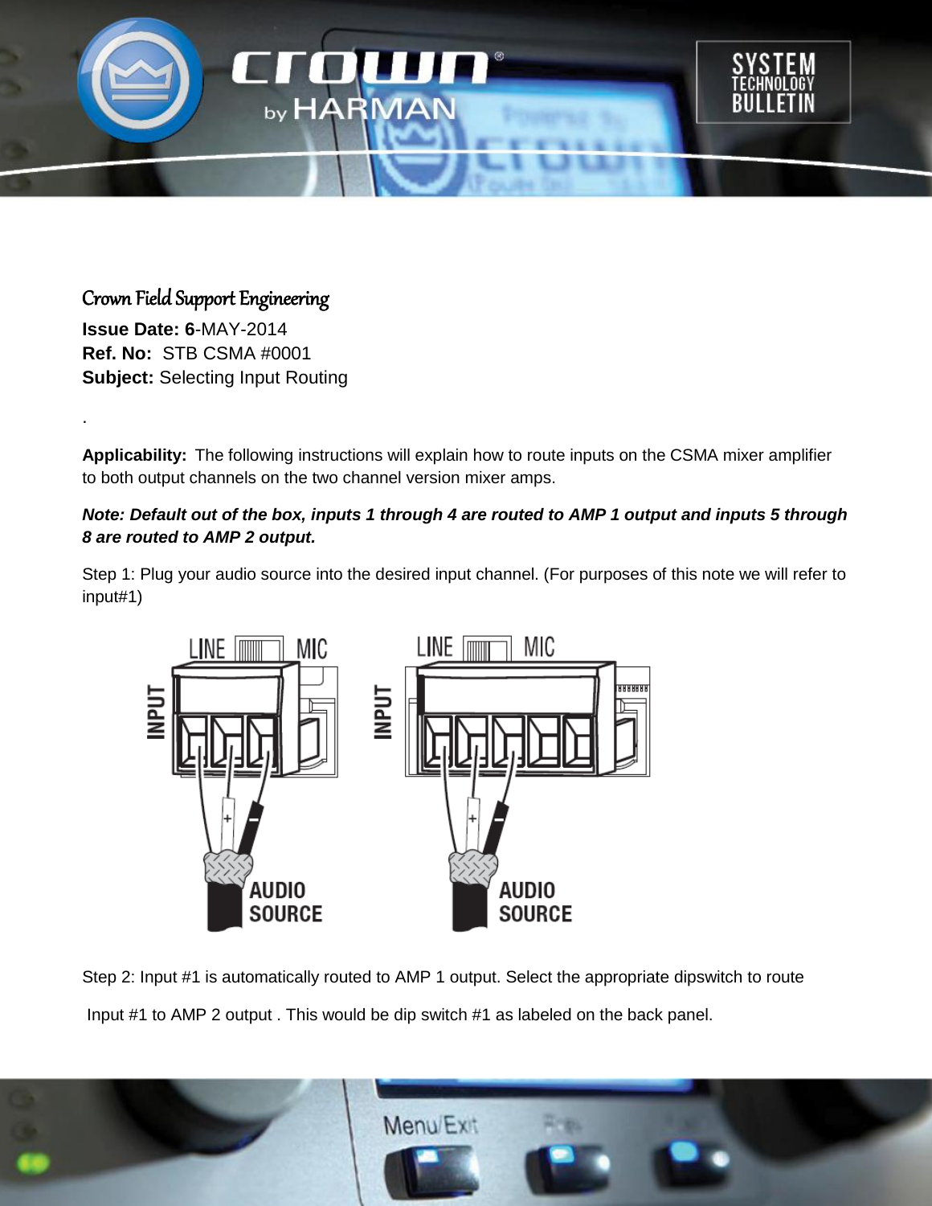Crown Field Support Engineering

**Issue Date: 6**-MAY-2014
**Ref. No:** STB CSMA #0001
**Subject:** Selecting Input Routing

.

**Applicability:** The following instructions will explain how to route inputs on the CSMA mixer amplifier to both output channels on the two channel version mixer amps.

***Note: Default out of the box, inputs 1 through 4 are routed to AMP 1 output and inputs 5 through 8 are routed to AMP 2 output.***

Step 1: Plug your audio source into the desired input channel. (For purposes of this note we will refer to input#1)

Step 2: Input #1 is automatically routed to AMP 1 output. Select the appropriate dipswitch to route

Input #1 to AMP 2 output . This would be dip switch #1 as labeled on the back panel.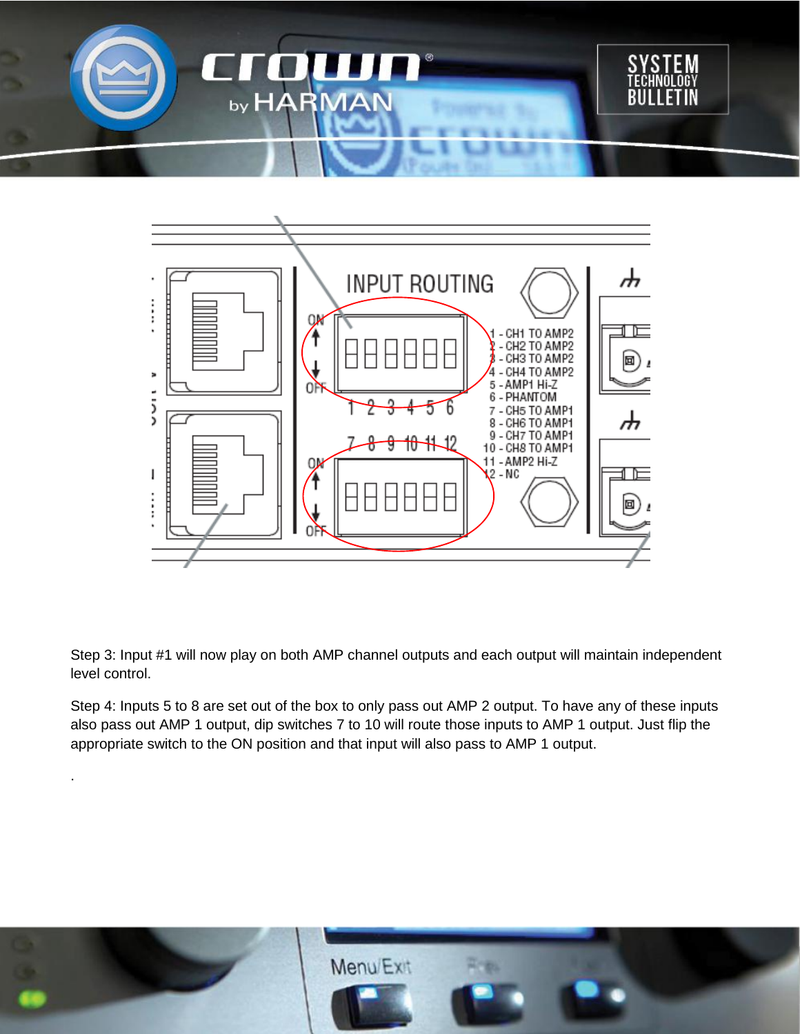INPUT ROUTING

ON
OFF

1 2 3 4 5 6

7 8 9 10 11 12

ON
OFF

1 - CH1 TO AMP2
2 - CH2 TO AMP2
3 - CH3 TO AMP2
4 - CH4 TO AMP2
5 - AMP1 Hi-Z
6 - PHANTOM
7 - CH5 TO AMP1
8 - CH6 TO AMP1
9 - CH7 TO AMP1
10 - CH8 TO AMP1
11 - AMP2 Hi-Z
12 - NC

Step 3: Input #1 will now play on both AMP channel outputs and each output will maintain independent level control.

Step 4: Inputs 5 to 8 are set out of the box to only pass out AMP 2 output. To have any of these inputs also pass out AMP 1 output, dip switches 7 to 10 will route those inputs to AMP 1 output. Just flip the appropriate switch to the ON position and that input will also pass to AMP 1 output.

.